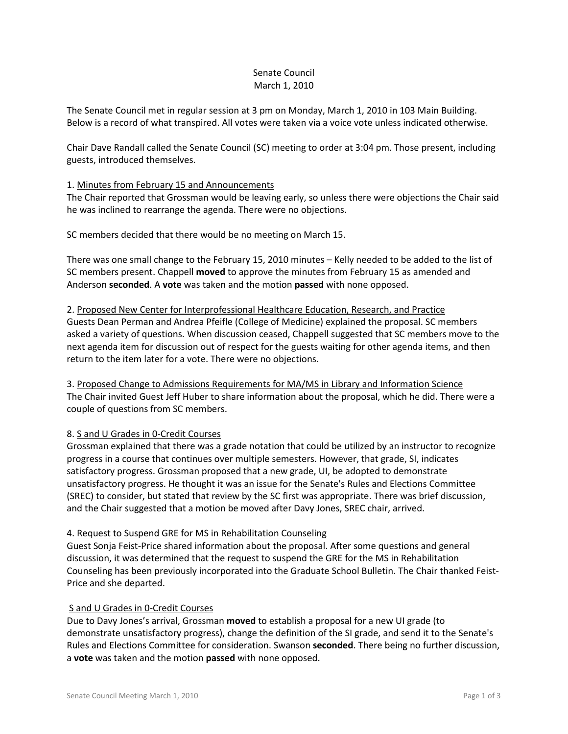Senate Council
March 1, 2010

The Senate Council met in regular session at 3 pm on Monday, March 1, 2010 in 103 Main Building. Below is a record of what transpired. All votes were taken via a voice vote unless indicated otherwise.

Chair Dave Randall called the Senate Council (SC) meeting to order at 3:04 pm. Those present, including guests, introduced themselves.

1. Minutes from February 15 and Announcements
The Chair reported that Grossman would be leaving early, so unless there were objections the Chair said he was inclined to rearrange the agenda. There were no objections.

SC members decided that there would be no meeting on March 15.

There was one small change to the February 15, 2010 minutes – Kelly needed to be added to the list of SC members present. Chappell **moved** to approve the minutes from February 15 as amended and Anderson **seconded**. A **vote** was taken and the motion **passed** with none opposed.

2. Proposed New Center for Interprofessional Healthcare Education, Research, and Practice
Guests Dean Perman and Andrea Pfeifle (College of Medicine) explained the proposal. SC members asked a variety of questions. When discussion ceased, Chappell suggested that SC members move to the next agenda item for discussion out of respect for the guests waiting for other agenda items, and then return to the item later for a vote. There were no objections.

3. Proposed Change to Admissions Requirements for MA/MS in Library and Information Science
The Chair invited Guest Jeff Huber to share information about the proposal, which he did. There were a couple of questions from SC members.

8. S and U Grades in 0-Credit Courses
Grossman explained that there was a grade notation that could be utilized by an instructor to recognize progress in a course that continues over multiple semesters. However, that grade, SI, indicates satisfactory progress. Grossman proposed that a new grade, UI, be adopted to demonstrate unsatisfactory progress. He thought it was an issue for the Senate's Rules and Elections Committee (SREC) to consider, but stated that review by the SC first was appropriate. There was brief discussion, and the Chair suggested that a motion be moved after Davy Jones, SREC chair, arrived.

4. Request to Suspend GRE for MS in Rehabilitation Counseling
Guest Sonja Feist-Price shared information about the proposal. After some questions and general discussion, it was determined that the request to suspend the GRE for the MS in Rehabilitation Counseling has been previously incorporated into the Graduate School Bulletin. The Chair thanked Feist-Price and she departed.

S and U Grades in 0-Credit Courses
Due to Davy Jones's arrival, Grossman **moved** to establish a proposal for a new UI grade (to demonstrate unsatisfactory progress), change the definition of the SI grade, and send it to the Senate's Rules and Elections Committee for consideration. Swanson **seconded**. There being no further discussion, a **vote** was taken and the motion **passed** with none opposed.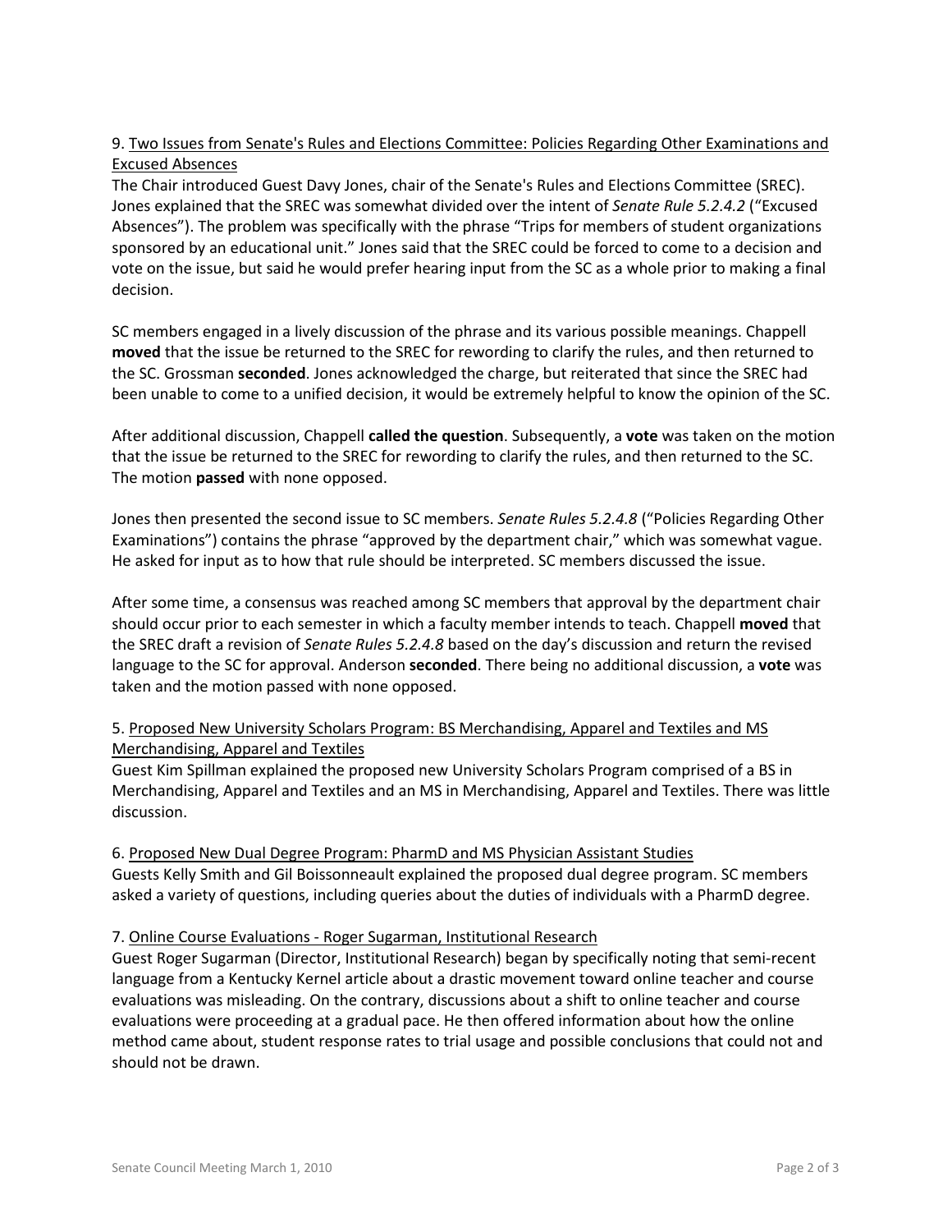9. Two Issues from Senate's Rules and Elections Committee: Policies Regarding Other Examinations and Excused Absences

The Chair introduced Guest Davy Jones, chair of the Senate's Rules and Elections Committee (SREC). Jones explained that the SREC was somewhat divided over the intent of *Senate Rule 5.2.4.2* ("Excused Absences"). The problem was specifically with the phrase "Trips for members of student organizations sponsored by an educational unit." Jones said that the SREC could be forced to come to a decision and vote on the issue, but said he would prefer hearing input from the SC as a whole prior to making a final decision.

SC members engaged in a lively discussion of the phrase and its various possible meanings. Chappell **moved** that the issue be returned to the SREC for rewording to clarify the rules, and then returned to the SC. Grossman **seconded**. Jones acknowledged the charge, but reiterated that since the SREC had been unable to come to a unified decision, it would be extremely helpful to know the opinion of the SC.

After additional discussion, Chappell **called the question**. Subsequently, a **vote** was taken on the motion that the issue be returned to the SREC for rewording to clarify the rules, and then returned to the SC. The motion **passed** with none opposed.

Jones then presented the second issue to SC members. *Senate Rules 5.2.4.8* ("Policies Regarding Other Examinations") contains the phrase "approved by the department chair," which was somewhat vague. He asked for input as to how that rule should be interpreted. SC members discussed the issue.

After some time, a consensus was reached among SC members that approval by the department chair should occur prior to each semester in which a faculty member intends to teach. Chappell **moved** that the SREC draft a revision of *Senate Rules 5.2.4.8* based on the day's discussion and return the revised language to the SC for approval. Anderson **seconded**. There being no additional discussion, a **vote** was taken and the motion passed with none opposed.

5. Proposed New University Scholars Program: BS Merchandising, Apparel and Textiles and MS Merchandising, Apparel and Textiles

Guest Kim Spillman explained the proposed new University Scholars Program comprised of a BS in Merchandising, Apparel and Textiles and an MS in Merchandising, Apparel and Textiles. There was little discussion.

6. Proposed New Dual Degree Program: PharmD and MS Physician Assistant Studies

Guests Kelly Smith and Gil Boissonneault explained the proposed dual degree program. SC members asked a variety of questions, including queries about the duties of individuals with a PharmD degree.

7. Online Course Evaluations - Roger Sugarman, Institutional Research

Guest Roger Sugarman (Director, Institutional Research) began by specifically noting that semi-recent language from a Kentucky Kernel article about a drastic movement toward online teacher and course evaluations was misleading. On the contrary, discussions about a shift to online teacher and course evaluations were proceeding at a gradual pace. He then offered information about how the online method came about, student response rates to trial usage and possible conclusions that could not and should not be drawn.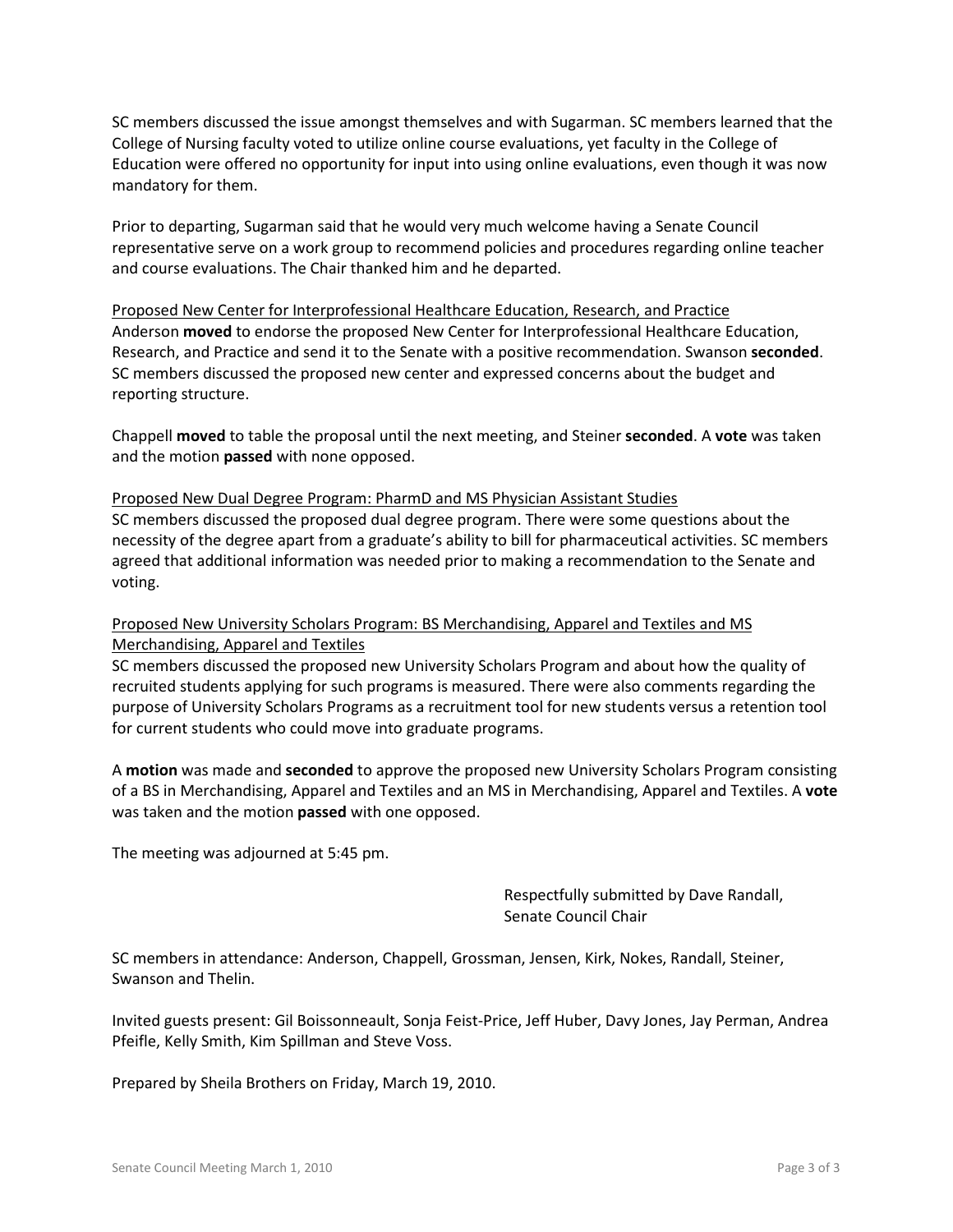SC members discussed the issue amongst themselves and with Sugarman. SC members learned that the College of Nursing faculty voted to utilize online course evaluations, yet faculty in the College of Education were offered no opportunity for input into using online evaluations, even though it was now mandatory for them.

Prior to departing, Sugarman said that he would very much welcome having a Senate Council representative serve on a work group to recommend policies and procedures regarding online teacher and course evaluations. The Chair thanked him and he departed.

Proposed New Center for Interprofessional Healthcare Education, Research, and Practice
Anderson **moved** to endorse the proposed New Center for Interprofessional Healthcare Education, Research, and Practice and send it to the Senate with a positive recommendation. Swanson **seconded**. SC members discussed the proposed new center and expressed concerns about the budget and reporting structure.

Chappell **moved** to table the proposal until the next meeting, and Steiner **seconded**. A **vote** was taken and the motion **passed** with none opposed.

Proposed New Dual Degree Program: PharmD and MS Physician Assistant Studies
SC members discussed the proposed dual degree program. There were some questions about the necessity of the degree apart from a graduate's ability to bill for pharmaceutical activities. SC members agreed that additional information was needed prior to making a recommendation to the Senate and voting.

Proposed New University Scholars Program: BS Merchandising, Apparel and Textiles and MS Merchandising, Apparel and Textiles
SC members discussed the proposed new University Scholars Program and about how the quality of recruited students applying for such programs is measured. There were also comments regarding the purpose of University Scholars Programs as a recruitment tool for new students versus a retention tool for current students who could move into graduate programs.

A **motion** was made and **seconded** to approve the proposed new University Scholars Program consisting of a BS in Merchandising, Apparel and Textiles and an MS in Merchandising, Apparel and Textiles. A **vote** was taken and the motion **passed** with one opposed.

The meeting was adjourned at 5:45 pm.

Respectfully submitted by Dave Randall,
Senate Council Chair

SC members in attendance: Anderson, Chappell, Grossman, Jensen, Kirk, Nokes, Randall, Steiner, Swanson and Thelin.

Invited guests present: Gil Boissonneault, Sonja Feist-Price, Jeff Huber, Davy Jones, Jay Perman, Andrea Pfeifle, Kelly Smith, Kim Spillman and Steve Voss.

Prepared by Sheila Brothers on Friday, March 19, 2010.